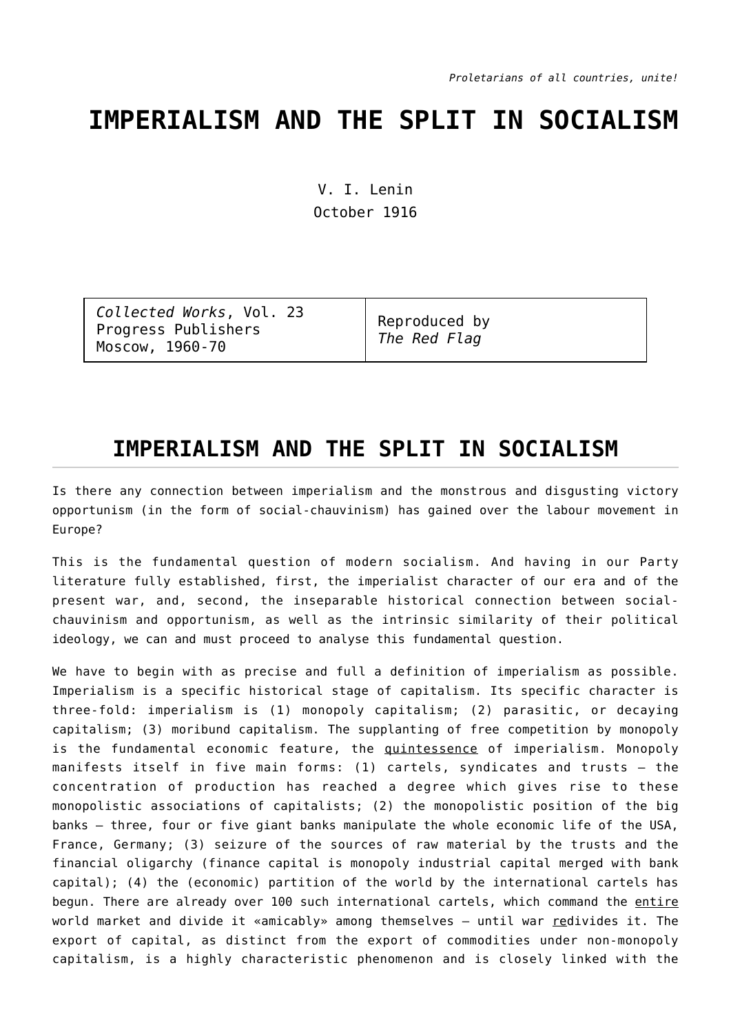*Proletarians of all countries, unite!*

# IMPERIALISM AND THE SPLIT IN SOCIALISM

V. I. Lenin
October 1916

| *Collected Works*, Vol. 23<br>Progress Publishers<br>Moscow, 1960-70 | Reproduced by<br>*The Red Flag* |
|---|---|

## IMPERIALISM AND THE SPLIT IN SOCIALISM

Is there any connection between imperialism and the monstrous and disgusting victory opportunism (in the form of social-chauvinism) has gained over the labour movement in Europe?

This is the fundamental question of modern socialism. And having in our Party literature fully established, first, the imperialist character of our era and of the present war, and, second, the inseparable historical connection between social-chauvinism and opportunism, as well as the intrinsic similarity of their political ideology, we can and must proceed to analyse this fundamental question.

We have to begin with as precise and full a definition of imperialism as possible. Imperialism is a specific historical stage of capitalism. Its specific character is three-fold: imperialism is (1) monopoly capitalism; (2) parasitic, or decaying capitalism; (3) moribund capitalism. The supplanting of free competition by monopoly is the fundamental economic feature, the quintessence of imperialism. Monopoly manifests itself in five main forms: (1) cartels, syndicates and trusts — the concentration of production has reached a degree which gives rise to these monopolistic associations of capitalists; (2) the monopolistic position of the big banks — three, four or five giant banks manipulate the whole economic life of the USA, France, Germany; (3) seizure of the sources of raw material by the trusts and the financial oligarchy (finance capital is monopoly industrial capital merged with bank capital); (4) the (economic) partition of the world by the international cartels has begun. There are already over 100 such international cartels, which command the entire world market and divide it «amicably» among themselves — until war redivides it. The export of capital, as distinct from the export of commodities under non-monopoly capitalism, is a highly characteristic phenomenon and is closely linked with the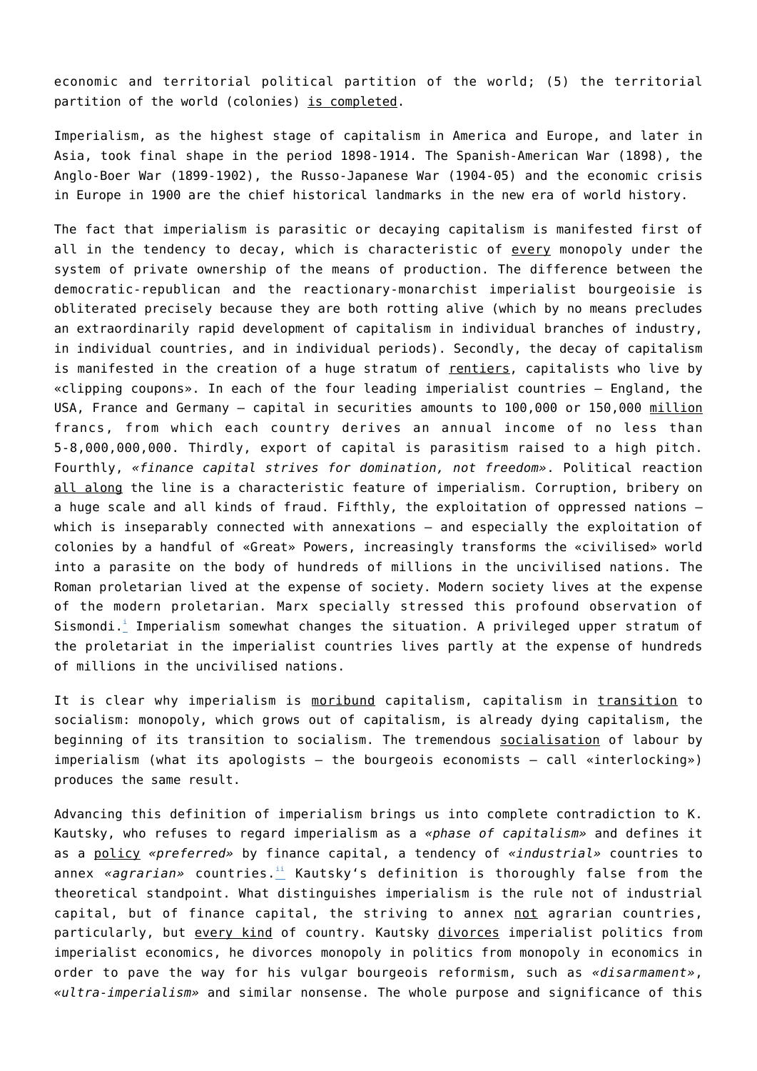economic and territorial political partition of the world; (5) the territorial partition of the world (colonies) <u>is completed</u>.

Imperialism, as the highest stage of capitalism in America and Europe, and later in Asia, took final shape in the period 1898-1914. The Spanish-American War (1898), the Anglo-Boer War (1899-1902), the Russo-Japanese War (1904-05) and the economic crisis in Europe in 1900 are the chief historical landmarks in the new era of world history.

The fact that imperialism is parasitic or decaying capitalism is manifested first of all in the tendency to decay, which is characteristic of <u>every</u> monopoly under the system of private ownership of the means of production. The difference between the democratic-republican and the reactionary-monarchist imperialist bourgeoisie is obliterated precisely because they are both rotting alive (which by no means precludes an extraordinarily rapid development of capitalism in individual branches of industry, in individual countries, and in individual periods). Secondly, the decay of capitalism is manifested in the creation of a huge stratum of <u>rentiers</u>, capitalists who live by «clipping coupons». In each of the four leading imperialist countries – England, the USA, France and Germany – capital in securities amounts to 100,000 or 150,000 <u>million</u> francs, from which each country derives an annual income of no less than 5-8,000,000,000. Thirdly, export of capital is parasitism raised to a high pitch. Fourthly, *«finance capital strives for domination, not freedom»*. Political reaction <u>all along</u> the line is a characteristic feature of imperialism. Corruption, bribery on a huge scale and all kinds of fraud. Fifthly, the exploitation of oppressed nations – which is inseparably connected with annexations – and especially the exploitation of colonies by a handful of «Great» Powers, increasingly transforms the «civilised» world into a parasite on the body of hundreds of millions in the uncivilised nations. The Roman proletarian lived at the expense of society. Modern society lives at the expense of the modern proletarian. Marx specially stressed this profound observation of Sismondi.[i] Imperialism somewhat changes the situation. A privileged upper stratum of the proletariat in the imperialist countries lives partly at the expense of hundreds of millions in the uncivilised nations.

It is clear why imperialism is <u>moribund</u> capitalism, capitalism in <u>transition</u> to socialism: monopoly, which grows out of capitalism, is already dying capitalism, the beginning of its transition to socialism. The tremendous <u>socialisation</u> of labour by imperialism (what its apologists – the bourgeois economists – call «interlocking») produces the same result.

Advancing this definition of imperialism brings us into complete contradiction to K. Kautsky, who refuses to regard imperialism as a *«phase of capitalism»* and defines it as a <u>policy</u> *«preferred»* by finance capital, a tendency of *«industrial»* countries to annex *«agrarian»* countries.[ii] Kautsky's definition is thoroughly false from the theoretical standpoint. What distinguishes imperialism is the rule not of industrial capital, but of finance capital, the striving to annex <u>not</u> agrarian countries, particularly, but <u>every kind</u> of country. Kautsky <u>divorces</u> imperialist politics from imperialist economics, he divorces monopoly in politics from monopoly in economics in order to pave the way for his vulgar bourgeois reformism, such as *«disarmament»*, *«ultra-imperialism»* and similar nonsense. The whole purpose and significance of this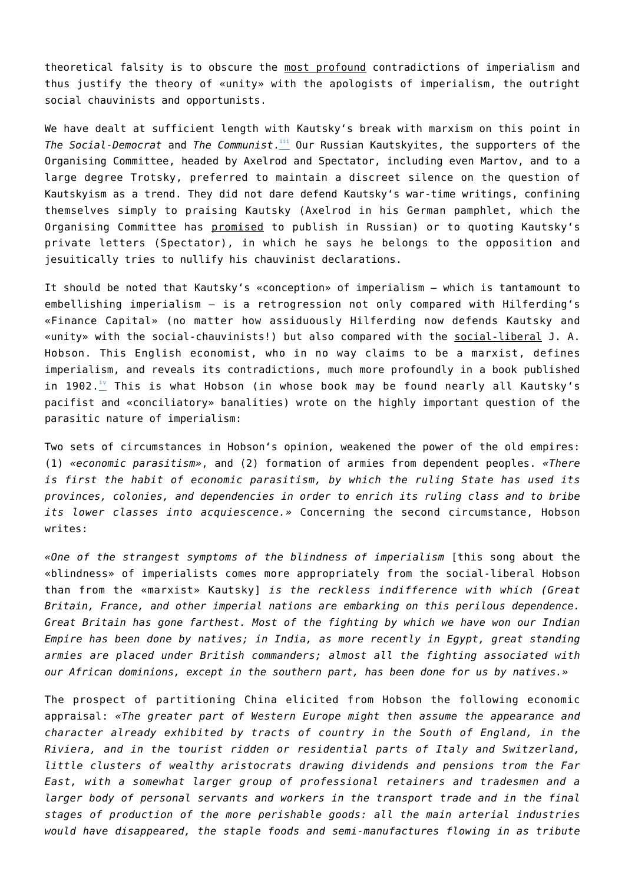theoretical falsity is to obscure the most profound contradictions of imperialism and thus justify the theory of «unity» with the apologists of imperialism, the outright social chauvinists and opportunists.

We have dealt at sufficient length with Kautsky's break with marxism on this point in *The Social-Democrat* and *The Communist*.[iii] Our Russian Kautskyites, the supporters of the Organising Committee, headed by Axelrod and Spectator, including even Martov, and to a large degree Trotsky, preferred to maintain a discreet silence on the question of Kautskyism as a trend. They did not dare defend Kautsky's war-time writings, confining themselves simply to praising Kautsky (Axelrod in his German pamphlet, which the Organising Committee has promised to publish in Russian) or to quoting Kautsky's private letters (Spectator), in which he says he belongs to the opposition and jesuitically tries to nullify his chauvinist declarations.

It should be noted that Kautsky's «conception» of imperialism — which is tantamount to embellishing imperialism — is a retrogression not only compared with Hilferding's «Finance Capital» (no matter how assiduously Hilferding now defends Kautsky and «unity» with the social-chauvinists!) but also compared with the social-liberal J. A. Hobson. This English economist, who in no way claims to be a marxist, defines imperialism, and reveals its contradictions, much more profoundly in a book published in 1902.[iv] This is what Hobson (in whose book may be found nearly all Kautsky's pacifist and «conciliatory» banalities) wrote on the highly important question of the parasitic nature of imperialism:

Two sets of circumstances in Hobson's opinion, weakened the power of the old empires: (1) *«economic parasitism»*, and (2) formation of armies from dependent peoples. *«There is first the habit of economic parasitism, by which the ruling State has used its provinces, colonies, and dependencies in order to enrich its ruling class and to bribe its lower classes into acquiescence.»* Concerning the second circumstance, Hobson writes:

«*One of the strangest symptoms of the blindness of imperialism* [this song about the «blindness» of imperialists comes more appropriately from the social-liberal Hobson than from the «marxist» Kautsky] *is the reckless indifference with which (Great Britain, France, and other imperial nations are embarking on this perilous dependence. Great Britain has gone farthest. Most of the fighting by which we have won our Indian Empire has been done by natives; in India, as more recently in Egypt, great standing armies are placed under British commanders; almost all the fighting associated with our African dominions, except in the southern part, has been done for us by natives.»*

The prospect of partitioning China elicited from Hobson the following economic appraisal: *«The greater part of Western Europe might then assume the appearance and character already exhibited by tracts of country in the South of England, in the Riviera, and in the tourist ridden or residential parts of Italy and Switzerland, little clusters of wealthy aristocrats drawing dividends and pensions trom the Far East, with a somewhat larger group of professional retainers and tradesmen and a larger body of personal servants and workers in the transport trade and in the final stages of production of the more perishable goods: all the main arterial industries would have disappeared, the staple foods and semi-manufactures flowing in as tribute*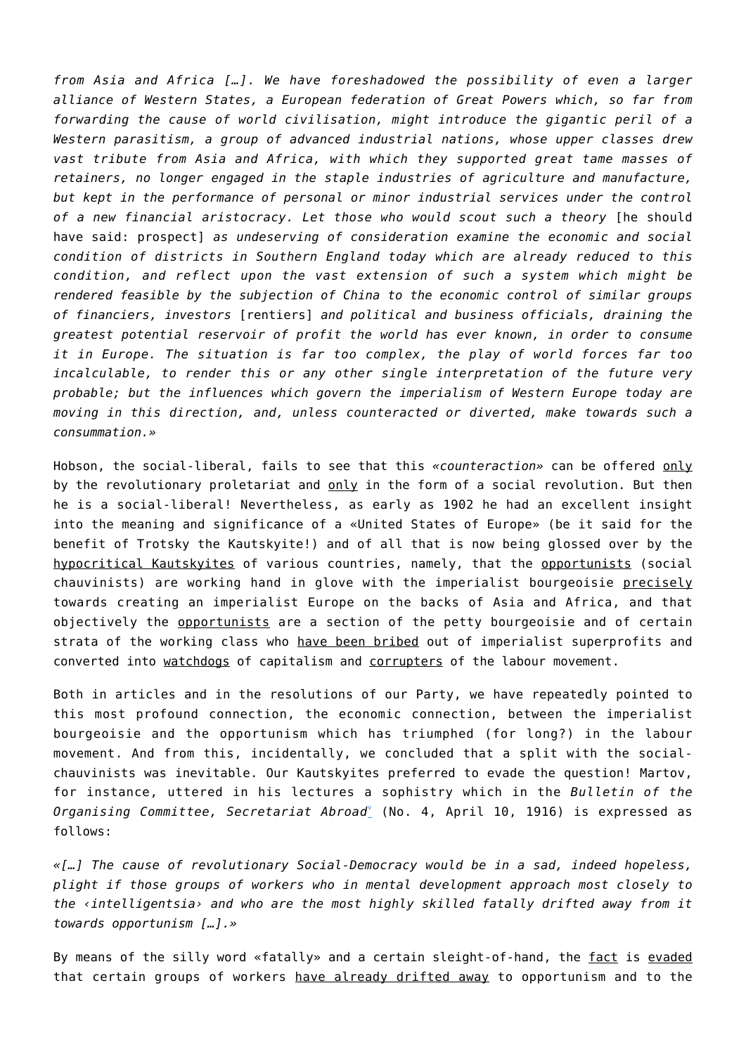*from Asia and Africa […]. We have foreshadowed the possibility of even a larger alliance of Western States, a European federation of Great Powers which, so far from forwarding the cause of world civilisation, might introduce the gigantic peril of a Western parasitism, a group of advanced industrial nations, whose upper classes drew vast tribute from Asia and Africa, with which they supported great tame masses of retainers, no longer engaged in the staple industries of agriculture and manufacture, but kept in the performance of personal or minor industrial services under the control of a new financial aristocracy. Let those who would scout such a theory* [he should have said: prospect] *as undeserving of consideration examine the economic and social condition of districts in Southern England today which are already reduced to this condition, and reflect upon the vast extension of such a system which might be rendered feasible by the subjection of China to the economic control of similar groups of financiers, investors* [rentiers] *and political and business officials, draining the greatest potential reservoir of profit the world has ever known, in order to consume it in Europe. The situation is far too complex, the play of world forces far too incalculable, to render this or any other single interpretation of the future very probable; but the influences which govern the imperialism of Western Europe today are moving in this direction, and, unless counteracted or diverted, make towards such a consummation.»*

Hobson, the social-liberal, fails to see that this *«counteraction»* can be offered only by the revolutionary proletariat and only in the form of a social revolution. But then he is a social-liberal! Nevertheless, as early as 1902 he had an excellent insight into the meaning and significance of a «United States of Europe» (be it said for the benefit of Trotsky the Kautskyite!) and of all that is now being glossed over by the hypocritical Kautskyites of various countries, namely, that the opportunists (social chauvinists) are working hand in glove with the imperialist bourgeoisie precisely towards creating an imperialist Europe on the backs of Asia and Africa, and that objectively the opportunists are a section of the petty bourgeoisie and of certain strata of the working class who have been bribed out of imperialist superprofits and converted into watchdogs of capitalism and corrupters of the labour movement.

Both in articles and in the resolutions of our Party, we have repeatedly pointed to this most profound connection, the economic connection, between the imperialist bourgeoisie and the opportunism which has triumphed (for long?) in the labour movement. And from this, incidentally, we concluded that a split with the social-chauvinists was inevitable. Our Kautskyites preferred to evade the question! Martov, for instance, uttered in his lectures a sophistry which in the *Bulletin of the Organising Committee, Secretariat Abroad* (No. 4, April 10, 1916) is expressed as follows:

*«[…] The cause of revolutionary Social-Democracy would be in a sad, indeed hopeless, plight if those groups of workers who in mental development approach most closely to the ‹intelligentsia› and who are the most highly skilled fatally drifted away from it towards opportunism […].»*

By means of the silly word «fatally» and a certain sleight-of-hand, the fact is evaded that certain groups of workers have already drifted away to opportunism and to the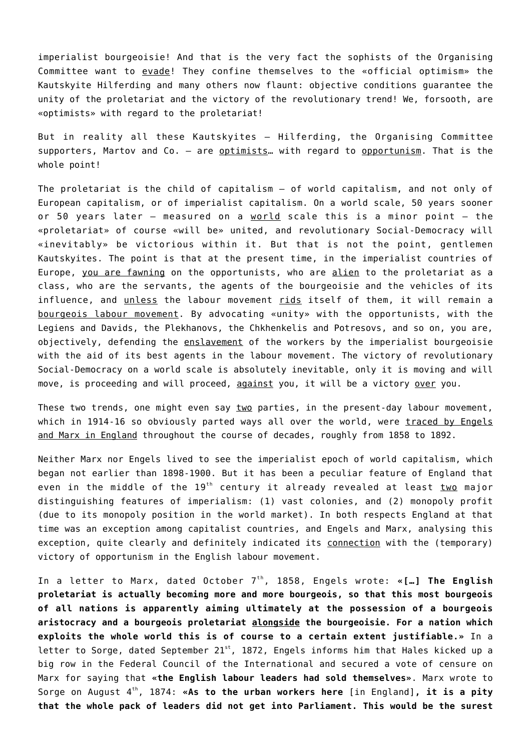imperialist bourgeoisie! And that is the very fact the sophists of the Organising Committee want to <u>evade</u>! They confine themselves to the «official optimism» the Kautskyite Hilferding and many others now flaunt: objective conditions guarantee the unity of the proletariat and the victory of the revolutionary trend! We, forsooth, are «optimists» with regard to the proletariat!

But in reality all these Kautskyites – Hilferding, the Organising Committee supporters, Martov and Co. – are <u>optimists</u>… with regard to <u>opportunism</u>. That is the whole point!

The proletariat is the child of capitalism – of world capitalism, and not only of European capitalism, or of imperialist capitalism. On a world scale, 50 years sooner or 50 years later – measured on a <u>world</u> scale this is a minor point – the «proletariat» of course «will be» united, and revolutionary Social-Democracy will «inevitably» be victorious within it. But that is not the point, gentlemen Kautskyites. The point is that at the present time, in the imperialist countries of Europe, <u>you are fawning</u> on the opportunists, who are <u>alien</u> to the proletariat as a class, who are the servants, the agents of the bourgeoisie and the vehicles of its influence, and <u>unless</u> the labour movement <u>rids</u> itself of them, it will remain a <u>bourgeois labour movement</u>. By advocating «unity» with the opportunists, with the Legiens and Davids, the Plekhanovs, the Chkhenkelis and Potresovs, and so on, you are, objectively, defending the <u>enslavement</u> of the workers by the imperialist bourgeoisie with the aid of its best agents in the labour movement. The victory of revolutionary Social-Democracy on a world scale is absolutely inevitable, only it is moving and will move, is proceeding and will proceed, <u>against</u> you, it will be a victory <u>over</u> you.

These two trends, one might even say <u>two</u> parties, in the present-day labour movement, which in 1914-16 so obviously parted ways all over the world, were <u>traced by Engels and Marx in England</u> throughout the course of decades, roughly from 1858 to 1892.

Neither Marx nor Engels lived to see the imperialist epoch of world capitalism, which began not earlier than 1898-1900. But it has been a peculiar feature of England that even in the middle of the 19th century it already revealed at least <u>two</u> major distinguishing features of imperialism: (1) vast colonies, and (2) monopoly profit (due to its monopoly position in the world market). In both respects England at that time was an exception among capitalist countries, and Engels and Marx, analysing this exception, quite clearly and definitely indicated its <u>connection</u> with the (temporary) victory of opportunism in the English labour movement.

In a letter to Marx, dated October 7th, 1858, Engels wrote: «**[…] The English proletariat is actually becoming more and more bourgeois, so that this most bourgeois of all nations is apparently aiming ultimately at the possession of a bourgeois aristocracy and a bourgeois proletariat <u>alongside</u> the bourgeoisie. For a nation which exploits the whole world this is of course to a certain extent justifiable.**» In a letter to Sorge, dated September 21st, 1872, Engels informs him that Hales kicked up a big row in the Federal Council of the International and secured a vote of censure on Marx for saying that «**the English labour leaders had sold themselves**». Marx wrote to Sorge on August 4th, 1874: «**As to the urban workers here** [in England]**, it is a pity that the whole pack of leaders did not get into Parliament. This would be the surest**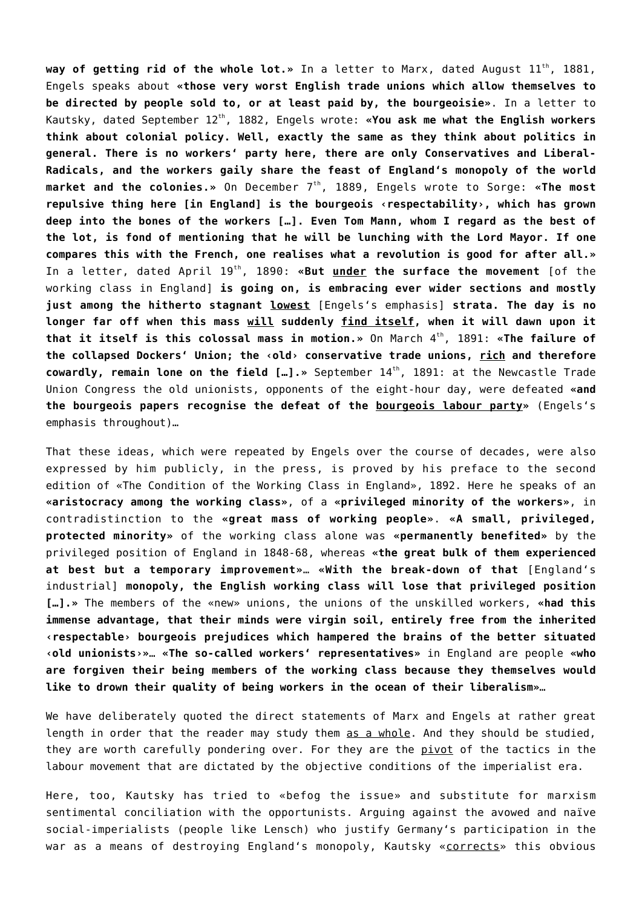**way of getting rid of the whole lot.**» In a letter to Marx, dated August 11th, 1881, Engels speaks about «**those very worst English trade unions which allow themselves to be directed by people sold to, or at least paid by, the bourgeoisie**». In a letter to Kautsky, dated September 12th, 1882, Engels wrote: «**You ask me what the English workers think about colonial policy. Well, exactly the same as they think about politics in general. There is no workers' party here, there are only Conservatives and Liberal-Radicals, and the workers gaily share the feast of England's monopoly of the world market and the colonies.**» On December 7th, 1889, Engels wrote to Sorge: «**The most repulsive thing here [in England] is the bourgeois ‹respectability›, which has grown deep into the bones of the workers […]. Even Tom Mann, whom I regard as the best of the lot, is fond of mentioning that he will be lunching with the Lord Mayor. If one compares this with the French, one realises what a revolution is good for after all.**» In a letter, dated April 19th, 1890: «**But <u>under</u> the surface the movement** [of the working class in England] **is going on, is embracing ever wider sections and mostly just among the hitherto stagnant <u>lowest</u>** [Engels's emphasis] **strata. The day is no longer far off when this mass <u>will</u> suddenly <u>find itself</u>, when it will dawn upon it that it itself is this colossal mass in motion.**» On March 4th, 1891: «**The failure of the collapsed Dockers' Union; the ‹old› conservative trade unions, <u>rich</u> and therefore cowardly, remain lone on the field […].**» September 14th, 1891: at the Newcastle Trade Union Congress the old unionists, opponents of the eight-hour day, were defeated «**and the bourgeois papers recognise the defeat of the <u>bourgeois labour party</u>**» (Engels's emphasis throughout)…

That these ideas, which were repeated by Engels over the course of decades, were also expressed by him publicly, in the press, is proved by his preface to the second edition of «The Condition of the Working Class in England», 1892. Here he speaks of an «**aristocracy among the working class**», of a «**privileged minority of the workers**», in contradistinction to the «**great mass of working people**». «**A small, privileged, protected minority**» of the working class alone was «**permanently benefited**» by the privileged position of England in 1848-68, whereas «**the great bulk of them experienced at best but a temporary improvement**»… «**With the break-down of that** [England's industrial] **monopoly, the English working class will lose that privileged position […].**» The members of the «new» unions, the unions of the unskilled workers, «**had this immense advantage, that their minds were virgin soil, entirely free from the inherited ‹respectable› bourgeois prejudices which hampered the brains of the better situated ‹old unionists›**»… «**The so-called workers' representatives**» in England are people «**who are forgiven their being members of the working class because they themselves would like to drown their quality of being workers in the ocean of their liberalism**»…

We have deliberately quoted the direct statements of Marx and Engels at rather great length in order that the reader may study them <u>as a whole</u>. And they should be studied, they are worth carefully pondering over. For they are the <u>pivot</u> of the tactics in the labour movement that are dictated by the objective conditions of the imperialist era.

Here, too, Kautsky has tried to «befog the issue» and substitute for marxism sentimental conciliation with the opportunists. Arguing against the avowed and naïve social-imperialists (people like Lensch) who justify Germany's participation in the war as a means of destroying England's monopoly, Kautsky «<u>corrects</u>» this obvious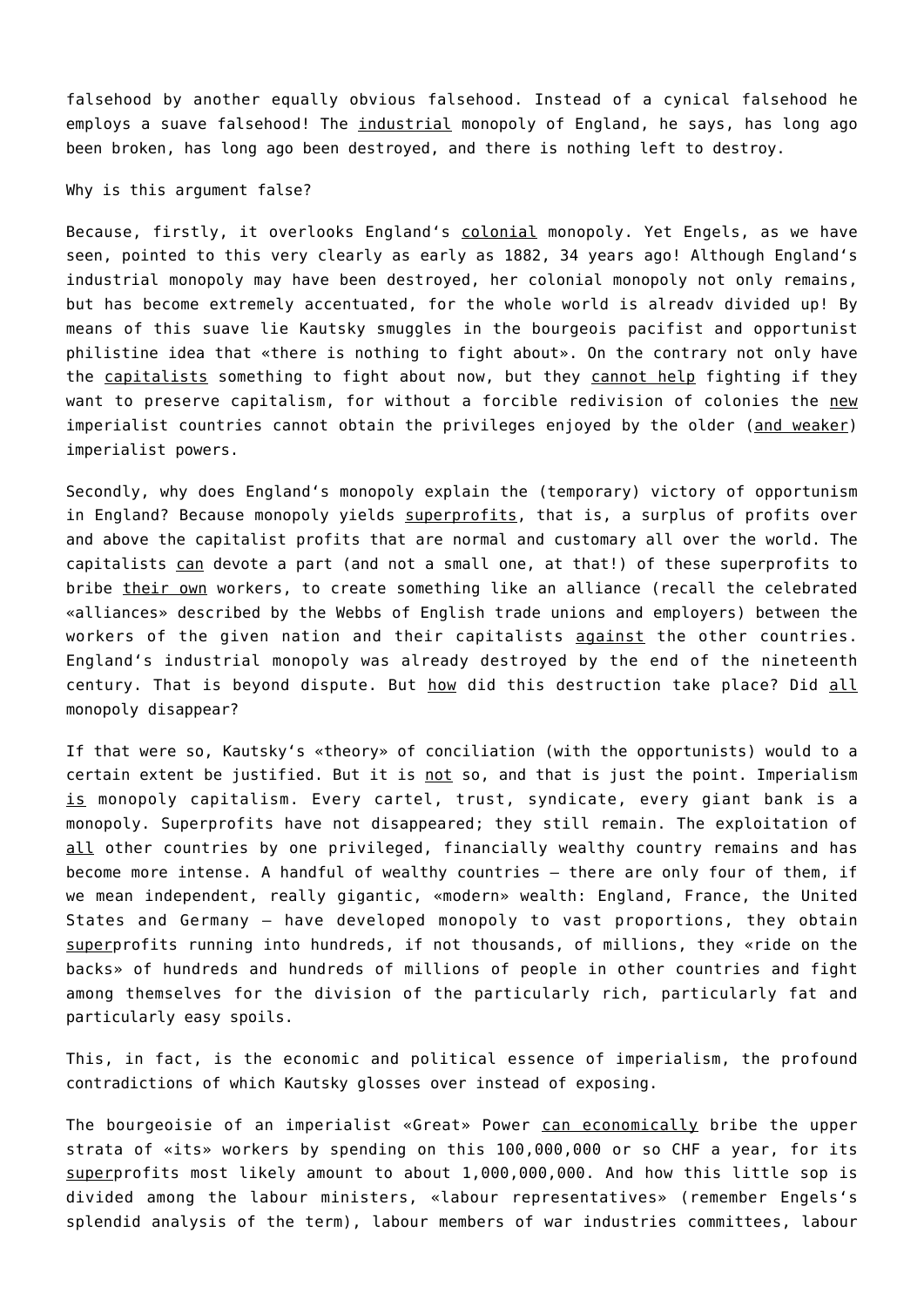falsehood by another equally obvious falsehood. Instead of a cynical falsehood he employs a suave falsehood! The industrial monopoly of England, he says, has long ago been broken, has long ago been destroyed, and there is nothing left to destroy.

Why is this argument false?

Because, firstly, it overlooks England's colonial monopoly. Yet Engels, as we have seen, pointed to this very clearly as early as 1882, 34 years ago! Although England's industrial monopoly may have been destroyed, her colonial monopoly not only remains, but has become extremely accentuated, for the whole world is alreadv divided up! By means of this suave lie Kautsky smuggles in the bourgeois pacifist and opportunist philistine idea that «there is nothing to fight about». On the contrary not only have the capitalists something to fight about now, but they cannot help fighting if they want to preserve capitalism, for without a forcible redivision of colonies the new imperialist countries cannot obtain the privileges enjoyed by the older (and weaker) imperialist powers.

Secondly, why does England's monopoly explain the (temporary) victory of opportunism in England? Because monopoly yields superprofits, that is, a surplus of profits over and above the capitalist profits that are normal and customary all over the world. The capitalists can devote a part (and not a small one, at that!) of these superprofits to bribe their own workers, to create something like an alliance (recall the celebrated «alliances» described by the Webbs of English trade unions and employers) between the workers of the given nation and their capitalists against the other countries. England's industrial monopoly was already destroyed by the end of the nineteenth century. That is beyond dispute. But how did this destruction take place? Did all monopoly disappear?

If that were so, Kautsky's «theory» of conciliation (with the opportunists) would to a certain extent be justified. But it is not so, and that is just the point. Imperialism is monopoly capitalism. Every cartel, trust, syndicate, every giant bank is a monopoly. Superprofits have not disappeared; they still remain. The exploitation of all other countries by one privileged, financially wealthy country remains and has become more intense. A handful of wealthy countries – there are only four of them, if we mean independent, really gigantic, «modern» wealth: England, France, the United States and Germany – have developed monopoly to vast proportions, they obtain superprofits running into hundreds, if not thousands, of millions, they «ride on the backs» of hundreds and hundreds of millions of people in other countries and fight among themselves for the division of the particularly rich, particularly fat and particularly easy spoils.

This, in fact, is the economic and political essence of imperialism, the profound contradictions of which Kautsky glosses over instead of exposing.

The bourgeoisie of an imperialist «Great» Power can economically bribe the upper strata of «its» workers by spending on this 100,000,000 or so CHF a year, for its superprofits most likely amount to about 1,000,000,000. And how this little sop is divided among the labour ministers, «labour representatives» (remember Engels's splendid analysis of the term), labour members of war industries committees, labour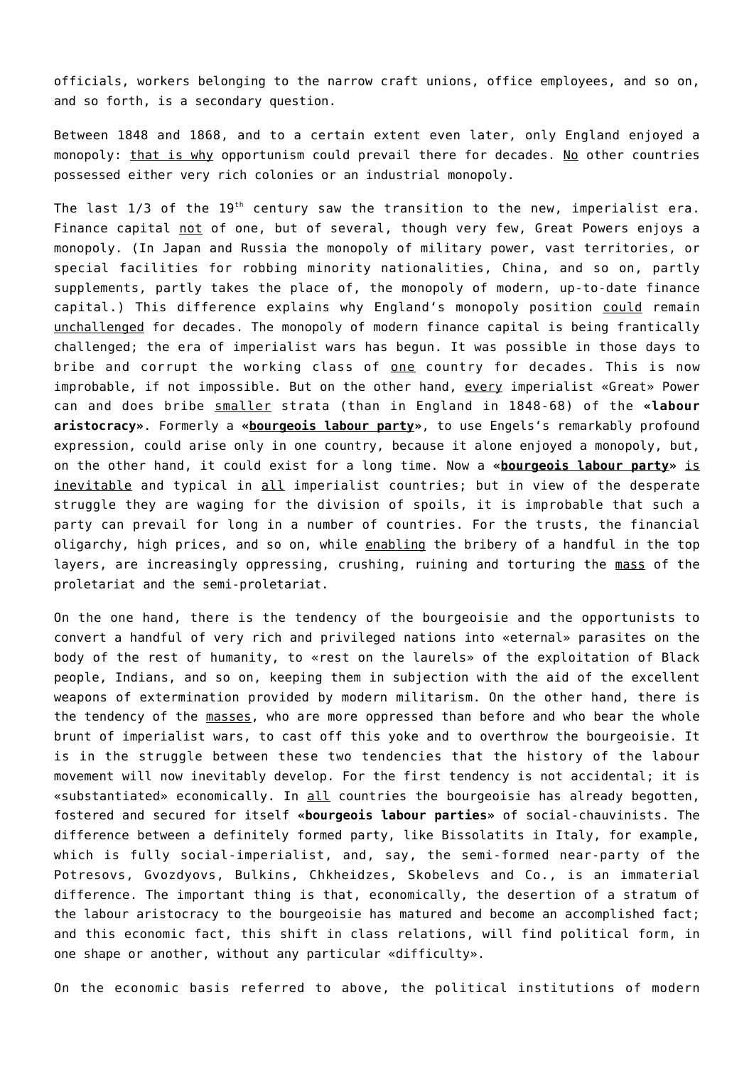officials, workers belonging to the narrow craft unions, office employees, and so on, and so forth, is a secondary question.

Between 1848 and 1868, and to a certain extent even later, only England enjoyed a monopoly: <u>that is why</u> opportunism could prevail there for decades. <u>No</u> other countries possessed either very rich colonies or an industrial monopoly.

The last 1/3 of the 19th century saw the transition to the new, imperialist era. Finance capital <u>not</u> of one, but of several, though very few, Great Powers enjoys a monopoly. (In Japan and Russia the monopoly of military power, vast territories, or special facilities for robbing minority nationalities, China, and so on, partly supplements, partly takes the place of, the monopoly of modern, up-to-date finance capital.) This difference explains why England's monopoly position <u>could</u> remain <u>unchallenged</u> for decades. The monopoly of modern finance capital is being frantically challenged; the era of imperialist wars has begun. It was possible in those days to bribe and corrupt the working class of <u>one</u> country for decades. This is now improbable, if not impossible. But on the other hand, <u>every</u> imperialist «Great» Power can and does bribe <u>smaller</u> strata (than in England in 1848-68) of the «**labour aristocracy**». Formerly a «<u>**bourgeois labour party**</u>», to use Engels's remarkably profound expression, could arise only in one country, because it alone enjoyed a monopoly, but, on the other hand, it could exist for a long time. Now a «<u>**bourgeois labour party**</u>» <u>is inevitable</u> and typical in <u>all</u> imperialist countries; but in view of the desperate struggle they are waging for the division of spoils, it is improbable that such a party can prevail for long in a number of countries. For the trusts, the financial oligarchy, high prices, and so on, while <u>enabling</u> the bribery of a handful in the top layers, are increasingly oppressing, crushing, ruining and torturing the <u>mass</u> of the proletariat and the semi-proletariat.

On the one hand, there is the tendency of the bourgeoisie and the opportunists to convert a handful of very rich and privileged nations into «eternal» parasites on the body of the rest of humanity, to «rest on the laurels» of the exploitation of Black people, Indians, and so on, keeping them in subjection with the aid of the excellent weapons of extermination provided by modern militarism. On the other hand, there is the tendency of the <u>masses</u>, who are more oppressed than before and who bear the whole brunt of imperialist wars, to cast off this yoke and to overthrow the bourgeoisie. It is in the struggle between these two tendencies that the history of the labour movement will now inevitably develop. For the first tendency is not accidental; it is «substantiated» economically. In <u>all</u> countries the bourgeoisie has already begotten, fostered and secured for itself «**bourgeois labour parties**» of social-chauvinists. The difference between a definitely formed party, like Bissolatits in Italy, for example, which is fully social-imperialist, and, say, the semi-formed near-party of the Potresovs, Gvozdyovs, Bulkins, Chkheidzes, Skobelevs and Co., is an immaterial difference. The important thing is that, economically, the desertion of a stratum of the labour aristocracy to the bourgeoisie has matured and become an accomplished fact; and this economic fact, this shift in class relations, will find political form, in one shape or another, without any particular «difficulty».

On the economic basis referred to above, the political institutions of modern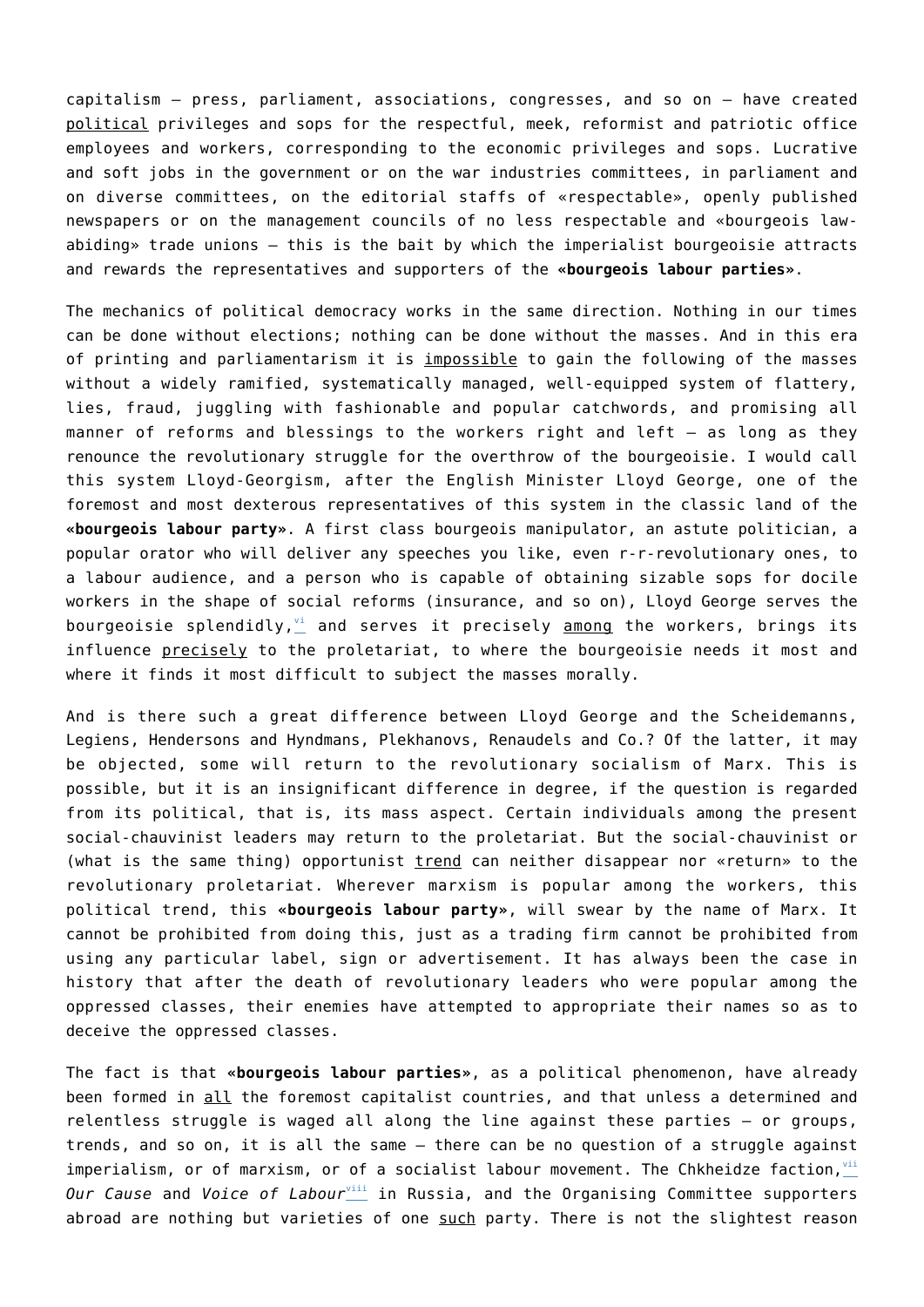capitalism — press, parliament, associations, congresses, and so on — have created political privileges and sops for the respectful, meek, reformist and patriotic office employees and workers, corresponding to the economic privileges and sops. Lucrative and soft jobs in the government or on the war industries committees, in parliament and on diverse committees, on the editorial staffs of «respectable», openly published newspapers or on the management councils of no less respectable and «bourgeois law-abiding» trade unions — this is the bait by which the imperialist bourgeoisie attracts and rewards the representatives and supporters of the **«bourgeois labour parties»**.

The mechanics of political democracy works in the same direction. Nothing in our times can be done without elections; nothing can be done without the masses. And in this era of printing and parliamentarism it is impossible to gain the following of the masses without a widely ramified, systematically managed, well-equipped system of flattery, lies, fraud, juggling with fashionable and popular catchwords, and promising all manner of reforms and blessings to the workers right and left — as long as they renounce the revolutionary struggle for the overthrow of the bourgeoisie. I would call this system Lloyd-Georgism, after the English Minister Lloyd George, one of the foremost and most dexterous representatives of this system in the classic land of the **«bourgeois labour party»**. A first class bourgeois manipulator, an astute politician, a popular orator who will deliver any speeches you like, even r-r-revolutionary ones, to a labour audience, and a person who is capable of obtaining sizable sops for docile workers in the shape of social reforms (insurance, and so on), Lloyd George serves the bourgeoisie splendidly,[vi] and serves it precisely among the workers, brings its influence precisely to the proletariat, to where the bourgeoisie needs it most and where it finds it most difficult to subject the masses morally.

And is there such a great difference between Lloyd George and the Scheidemanns, Legiens, Hendersons and Hyndmans, Plekhanovs, Renaudels and Co.? Of the latter, it may be objected, some will return to the revolutionary socialism of Marx. This is possible, but it is an insignificant difference in degree, if the question is regarded from its political, that is, its mass aspect. Certain individuals among the present social-chauvinist leaders may return to the proletariat. But the social-chauvinist or (what is the same thing) opportunist trend can neither disappear nor «return» to the revolutionary proletariat. Wherever marxism is popular among the workers, this political trend, this **«bourgeois labour party»**, will swear by the name of Marx. It cannot be prohibited from doing this, just as a trading firm cannot be prohibited from using any particular label, sign or advertisement. It has always been the case in history that after the death of revolutionary leaders who were popular among the oppressed classes, their enemies have attempted to appropriate their names so as to deceive the oppressed classes.

The fact is that **«bourgeois labour parties»**, as a political phenomenon, have already been formed in all the foremost capitalist countries, and that unless a determined and relentless struggle is waged all along the line against these parties — or groups, trends, and so on, it is all the same — there can be no question of a struggle against imperialism, or of marxism, or of a socialist labour movement. The Chkheidze faction,[vii] *Our Cause* and *Voice of Labour*[viii] in Russia, and the Organising Committee supporters abroad are nothing but varieties of one such party. There is not the slightest reason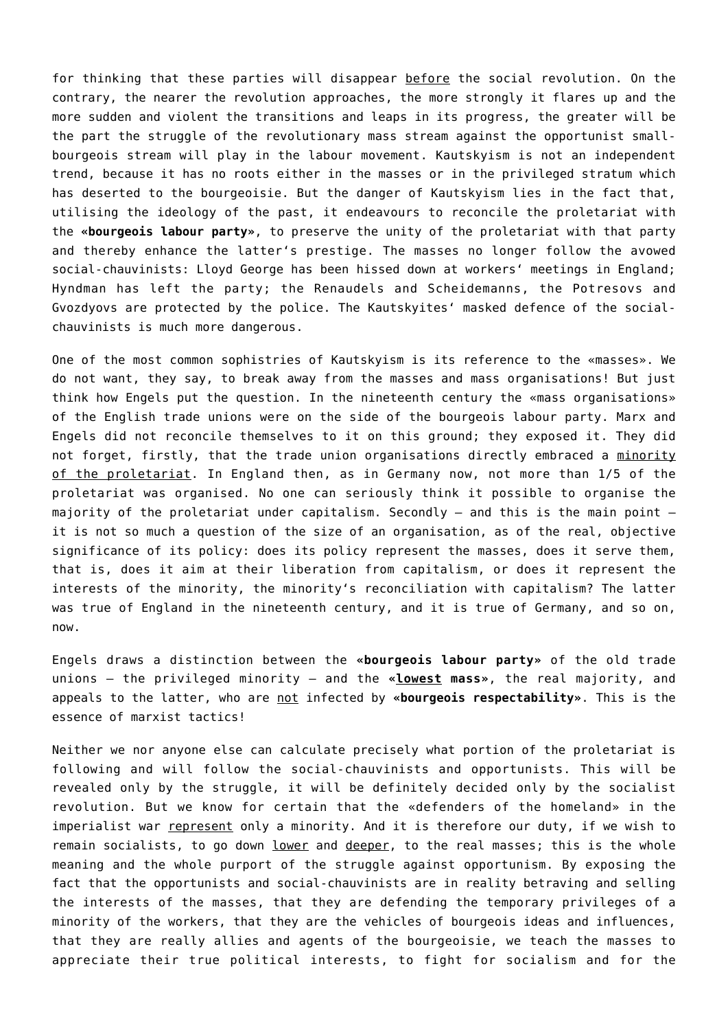for thinking that these parties will disappear <u>before</u> the social revolution. On the contrary, the nearer the revolution approaches, the more strongly it flares up and the more sudden and violent the transitions and leaps in its progress, the greater will be the part the struggle of the revolutionary mass stream against the opportunist small-bourgeois stream will play in the labour movement. Kautskyism is not an independent trend, because it has no roots either in the masses or in the privileged stratum which has deserted to the bourgeoisie. But the danger of Kautskyism lies in the fact that, utilising the ideology of the past, it endeavours to reconcile the proletariat with the «**bourgeois labour party**», to preserve the unity of the proletariat with that party and thereby enhance the latter's prestige. The masses no longer follow the avowed social-chauvinists: Lloyd George has been hissed down at workers' meetings in England; Hyndman has left the party; the Renaudels and Scheidemanns, the Potresovs and Gvozdyovs are protected by the police. The Kautskyites' masked defence of the social-chauvinists is much more dangerous.

One of the most common sophistries of Kautskyism is its reference to the «masses». We do not want, they say, to break away from the masses and mass organisations! But just think how Engels put the question. In the nineteenth century the «mass organisations» of the English trade unions were on the side of the bourgeois labour party. Marx and Engels did not reconcile themselves to it on this ground; they exposed it. They did not forget, firstly, that the trade union organisations directly embraced a <u>minority of the proletariat</u>. In England then, as in Germany now, not more than 1/5 of the proletariat was organised. No one can seriously think it possible to organise the majority of the proletariat under capitalism. Secondly – and this is the main point – it is not so much a question of the size of an organisation, as of the real, objective significance of its policy: does its policy represent the masses, does it serve them, that is, does it aim at their liberation from capitalism, or does it represent the interests of the minority, the minority's reconciliation with capitalism? The latter was true of England in the nineteenth century, and it is true of Germany, and so on, now.

Engels draws a distinction between the «**bourgeois labour party**» of the old trade unions – the privileged minority – and the «**<u>lowest</u> mass**», the real majority, and appeals to the latter, who are <u>not</u> infected by «**bourgeois respectability**». This is the essence of marxist tactics!

Neither we nor anyone else can calculate precisely what portion of the proletariat is following and will follow the social-chauvinists and opportunists. This will be revealed only by the struggle, it will be definitely decided only by the socialist revolution. But we know for certain that the «defenders of the homeland» in the imperialist war <u>represent</u> only a minority. And it is therefore our duty, if we wish to remain socialists, to go down <u>lower</u> and <u>deeper</u>, to the real masses; this is the whole meaning and the whole purport of the struggle against opportunism. By exposing the fact that the opportunists and social-chauvinists are in reality betraying and selling the interests of the masses, that they are defending the temporary privileges of a minority of the workers, that they are the vehicles of bourgeois ideas and influences, that they are really allies and agents of the bourgeoisie, we teach the masses to appreciate their true political interests, to fight for socialism and for the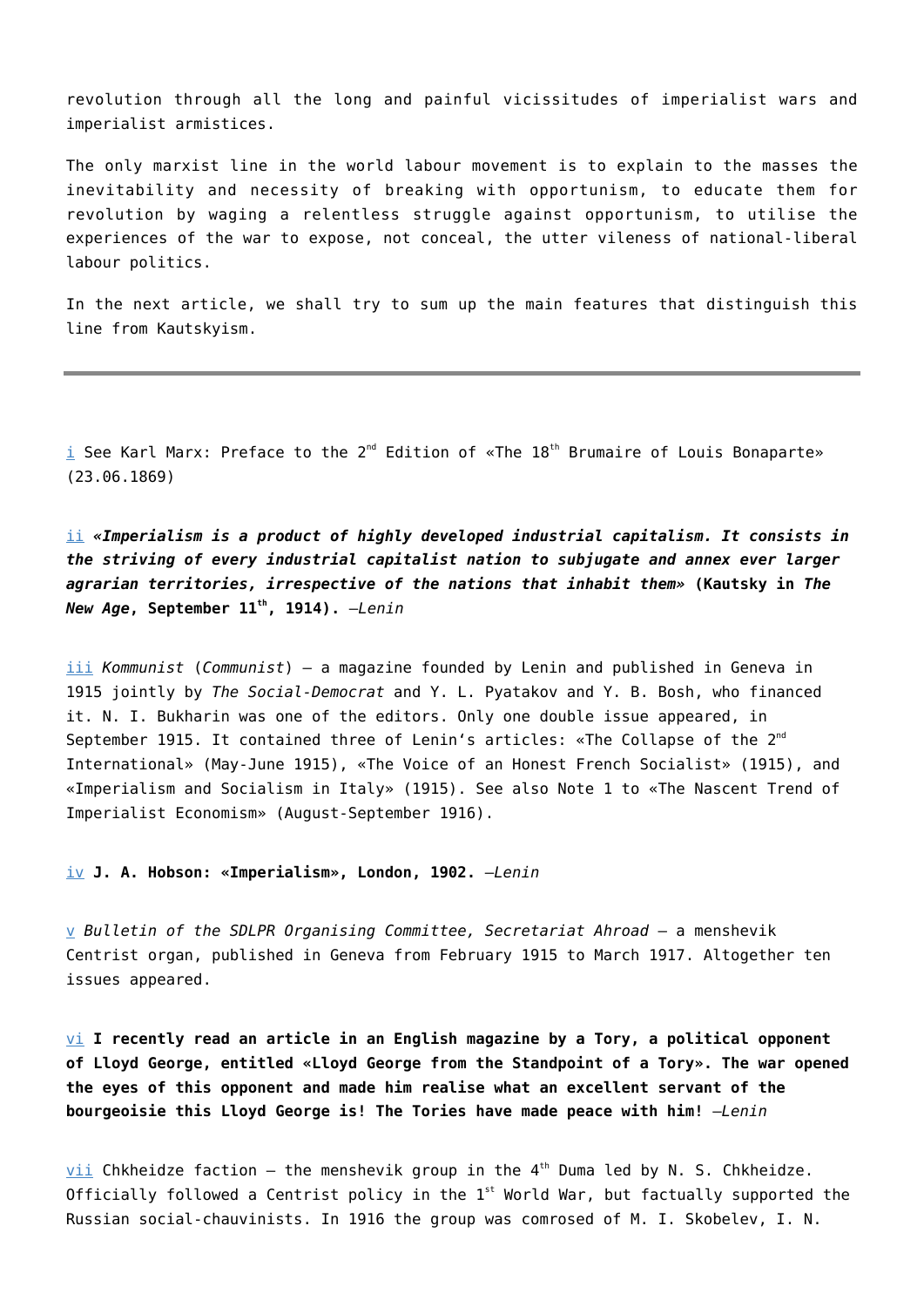revolution through all the long and painful vicissitudes of imperialist wars and imperialist armistices.

The only marxist line in the world labour movement is to explain to the masses the inevitability and necessity of breaking with opportunism, to educate them for revolution by waging a relentless struggle against opportunism, to utilise the experiences of the war to expose, not conceal, the utter vileness of national-liberal labour politics.

In the next article, we shall try to sum up the main features that distinguish this line from Kautskyism.

---

i See Karl Marx: Preface to the 2nd Edition of «The 18th Brumaire of Louis Bonaparte» (23.06.1869)

ii ***«Imperialism is a product of highly developed industrial capitalism. It consists in the striving of every industrial capitalist nation to subjugate and annex ever larger agrarian territories, irrespective of the nations that inhabit them»*** **(Kautsky in *The New Age*, September 11th, 1914).** *–Lenin*

iii *Kommunist* (*Communist*) – a magazine founded by Lenin and published in Geneva in 1915 jointly by *The Social-Democrat* and Y. L. Pyatakov and Y. B. Bosh, who financed it. N. I. Bukharin was one of the editors. Only one double issue appeared, in September 1915. It contained three of Lenin's articles: «The Collapse of the 2nd International» (May-June 1915), «The Voice of an Honest French Socialist» (1915), and «Imperialism and Socialism in Italy» (1915). See also Note 1 to «The Nascent Trend of Imperialist Economism» (August-September 1916).

iv **J. A. Hobson: «Imperialism», London, 1902.** *–Lenin*

v *Bulletin of the SDLPR Organising Committee, Secretariat Ahroad* – a menshevik Centrist organ, published in Geneva from February 1915 to March 1917. Altogether ten issues appeared.

vi **I recently read an article in an English magazine by a Tory, a political opponent of Lloyd George, entitled «Lloyd George from the Standpoint of a Tory». The war opened the eyes of this opponent and made him realise what an excellent servant of the bourgeoisie this Lloyd George is! The Tories have made peace with him!** *–Lenin*

vii Chkheidze faction – the menshevik group in the 4th Duma led by N. S. Chkheidze. Officially followed a Centrist policy in the 1st World War, but factually supported the Russian social-chauvinists. In 1916 the group was comrosed of M. I. Skobelev, I. N.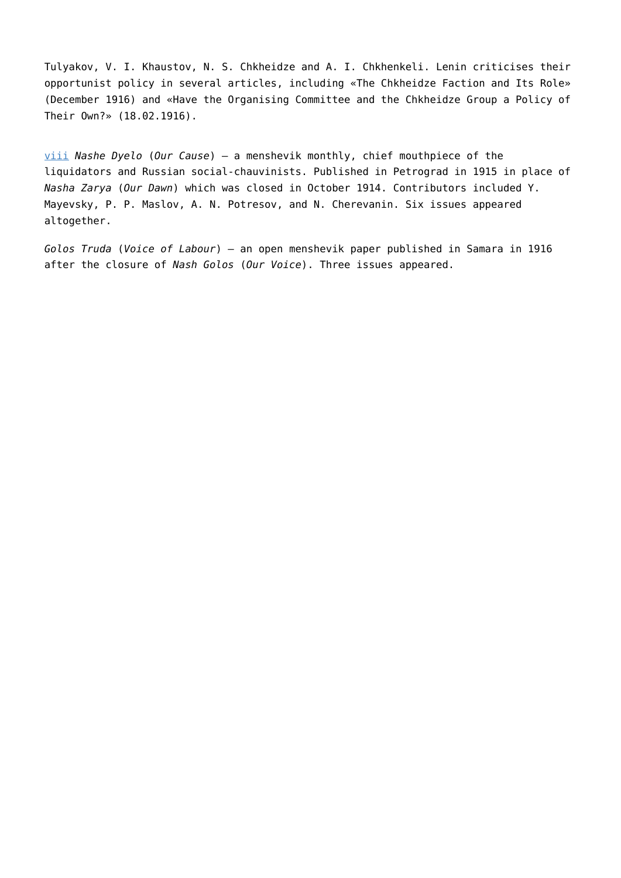Tulyakov, V. I. Khaustov, N. S. Chkheidze and A. I. Chkhenkeli. Lenin criticises their opportunist policy in several articles, including «The Chkheidze Faction and Its Role» (December 1916) and «Have the Organising Committee and the Chkheidze Group a Policy of Their Own?» (18.02.1916).

viii *Nashe Dyelo* (*Our Cause*) — a menshevik monthly, chief mouthpiece of the liquidators and Russian social-chauvinists. Published in Petrograd in 1915 in place of *Nasha Zarya* (*Our Dawn*) which was closed in October 1914. Contributors included Y. Mayevsky, P. P. Maslov, A. N. Potresov, and N. Cherevanin. Six issues appeared altogether.

*Golos Truda* (*Voice of Labour*) — an open menshevik paper published in Samara in 1916 after the closure of *Nash Golos* (*Our Voice*). Three issues appeared.